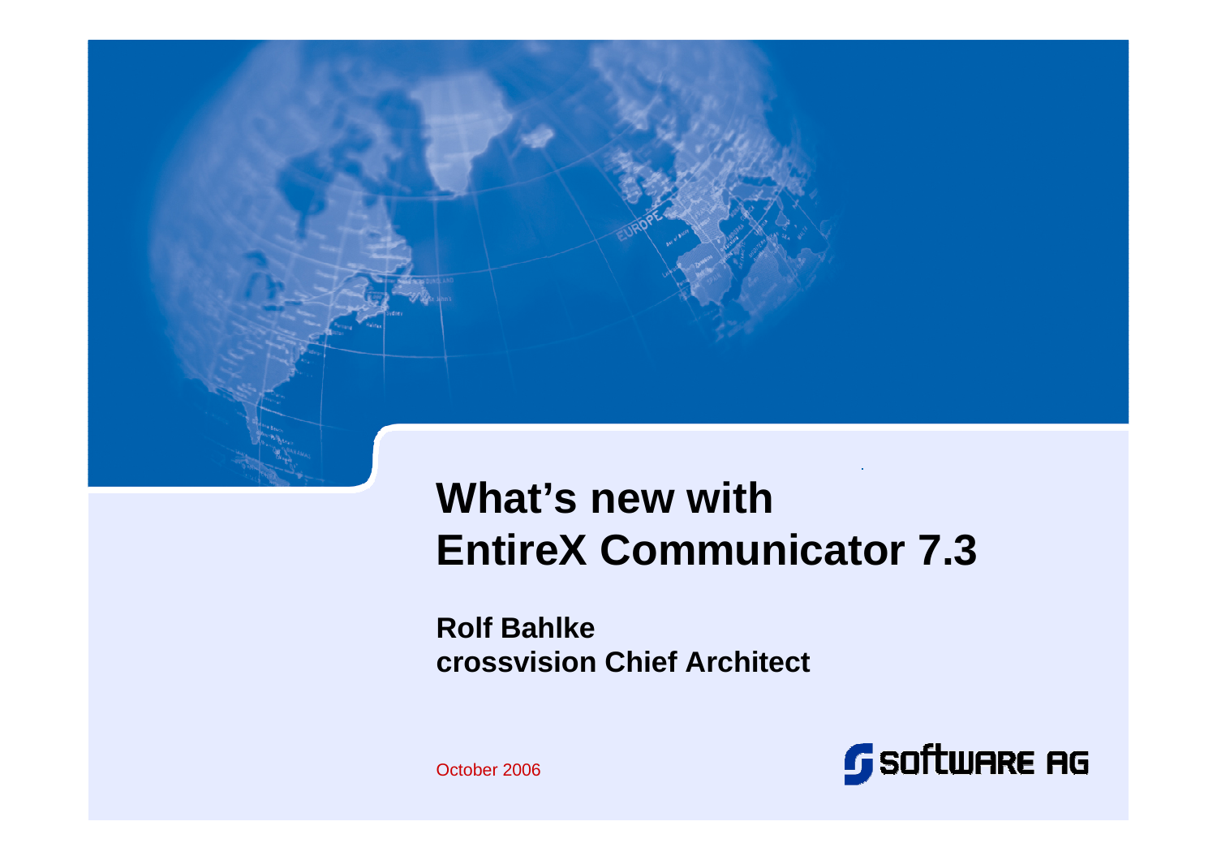# What's new with EntireX Communicator 7.3

**Rolf Bahlke**
**crossvision Chief Architect**

October 2006

SOFTWARE AG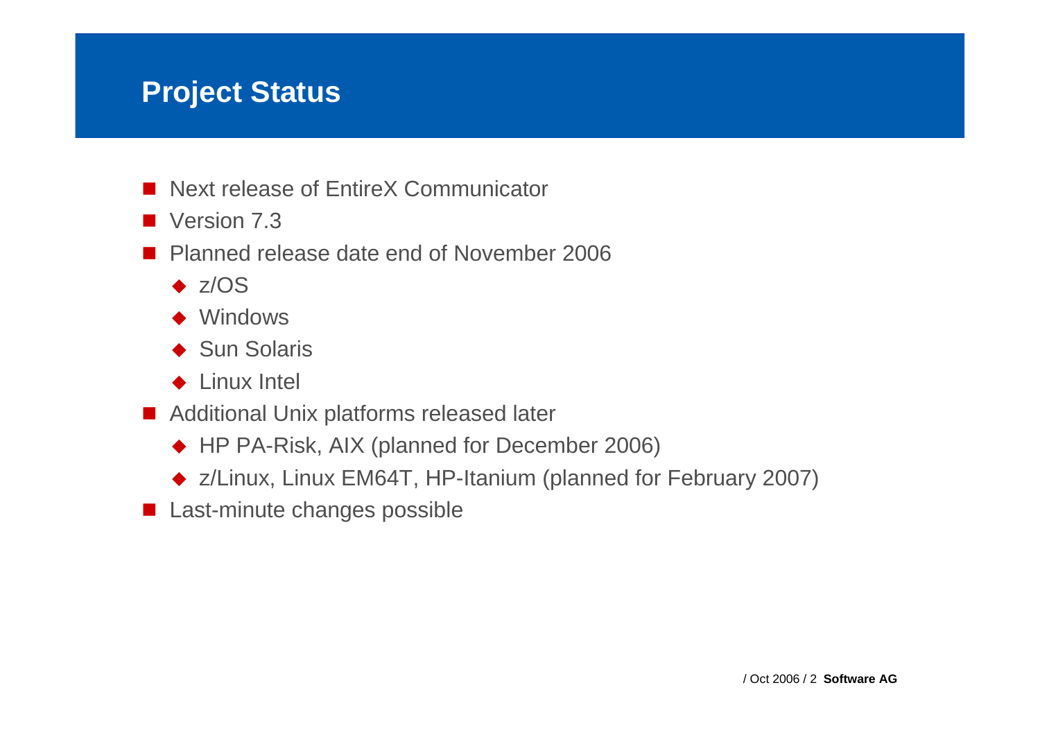# Project Status

- Next release of EntireX Communicator
- Version 7.3
- Planned release date end of November 2006
  - z/OS
  - Windows
  - Sun Solaris
  - Linux Intel
- Additional Unix platforms released later
  - HP PA-Risk, AIX (planned for December 2006)
  - z/Linux, Linux EM64T, HP-Itanium (planned for February 2007)
- Last-minute changes possible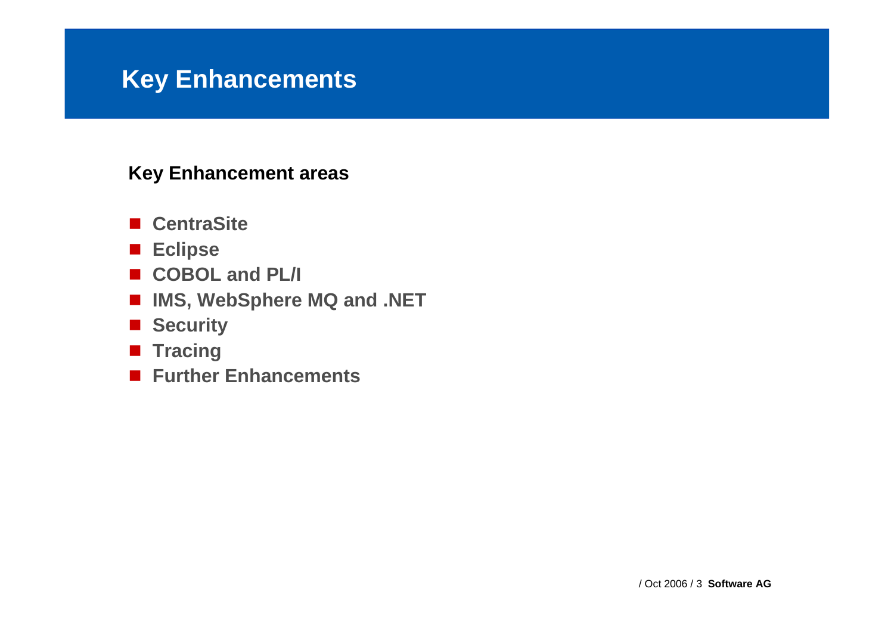# Key Enhancements

**Key Enhancement areas**

- **CentraSite**
- **Eclipse**
- **COBOL and PL/I**
- **IMS, WebSphere MQ and .NET**
- **Security**
- **Tracing**
- **Further Enhancements**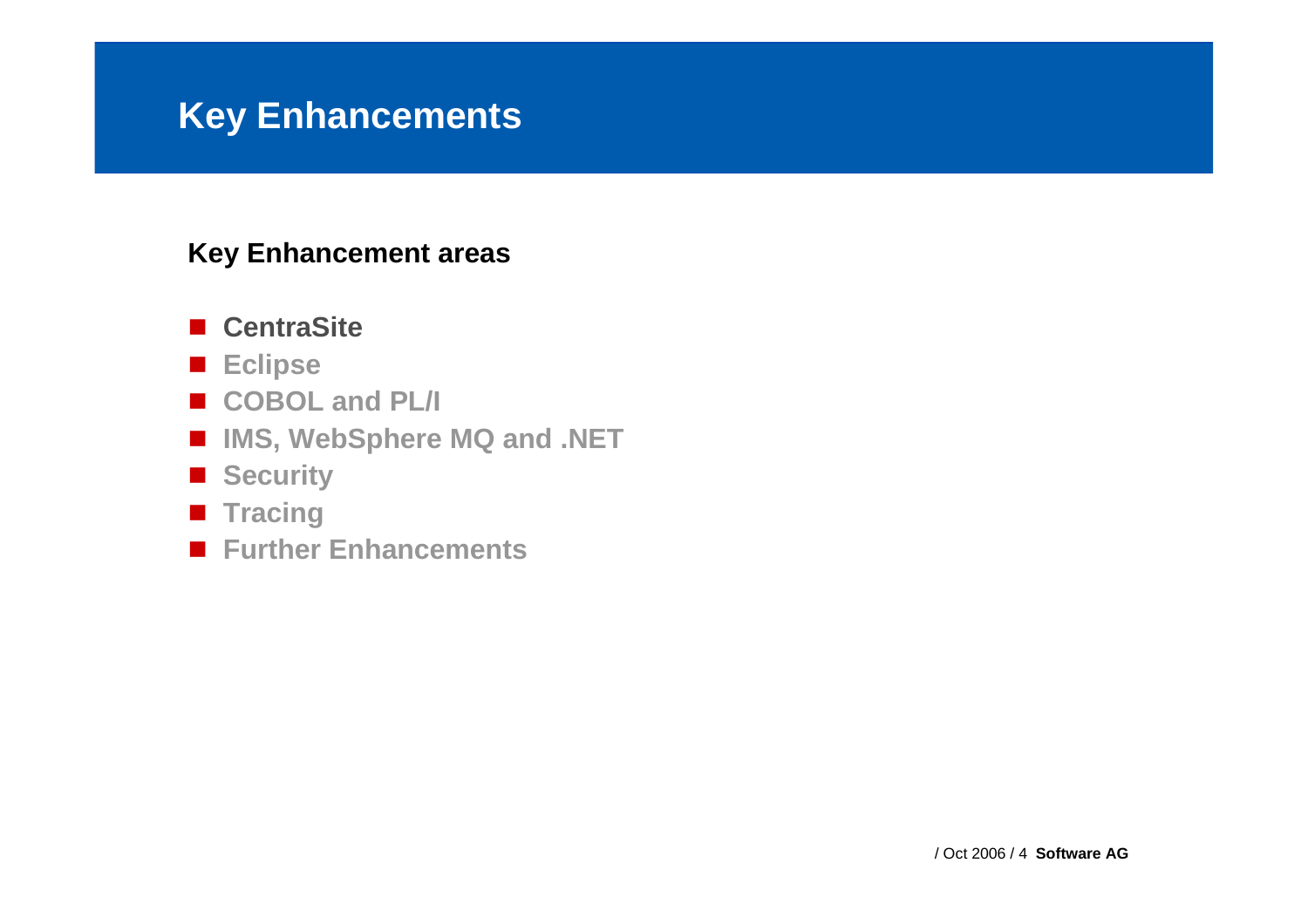# Key Enhancements

**Key Enhancement areas**

- **CentraSite**
- **Eclipse**
- **COBOL and PL/I**
- **IMS, WebSphere MQ and .NET**
- **Security**
- **Tracing**
- **Further Enhancements**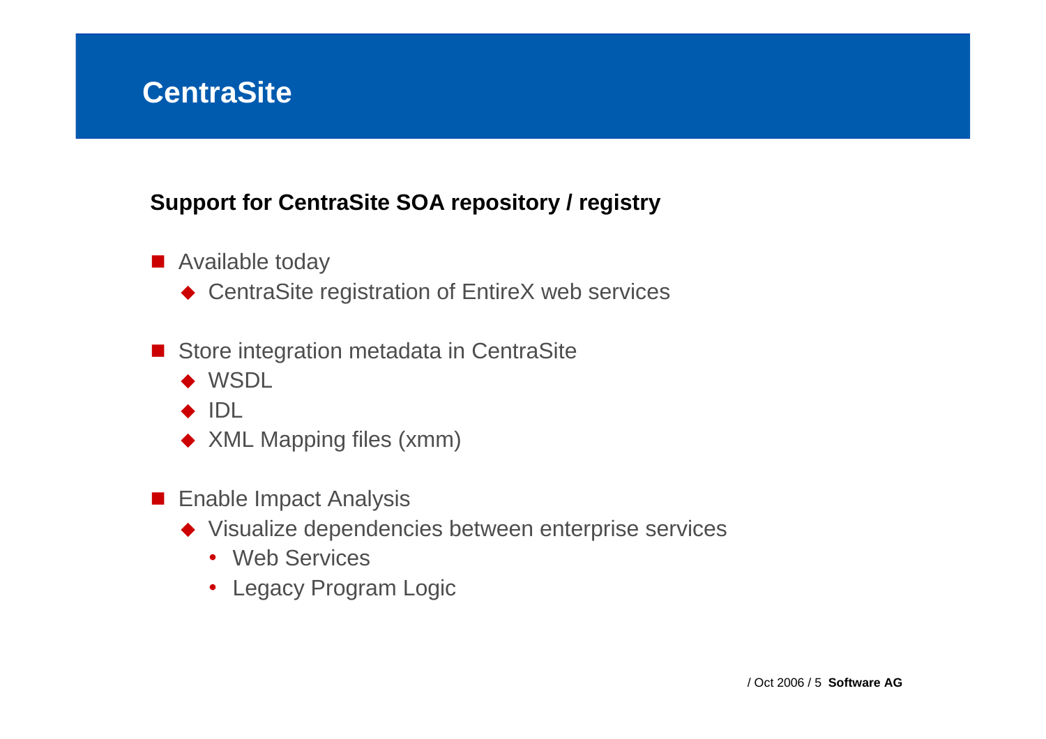# CentraSite

**Support for CentraSite SOA repository / registry**

- Available today
  - CentraSite registration of EntireX web services
- Store integration metadata in CentraSite
  - WSDL
  - IDL
  - XML Mapping files (xmm)
- Enable Impact Analysis
  - Visualize dependencies between enterprise services
    - Web Services
    - Legacy Program Logic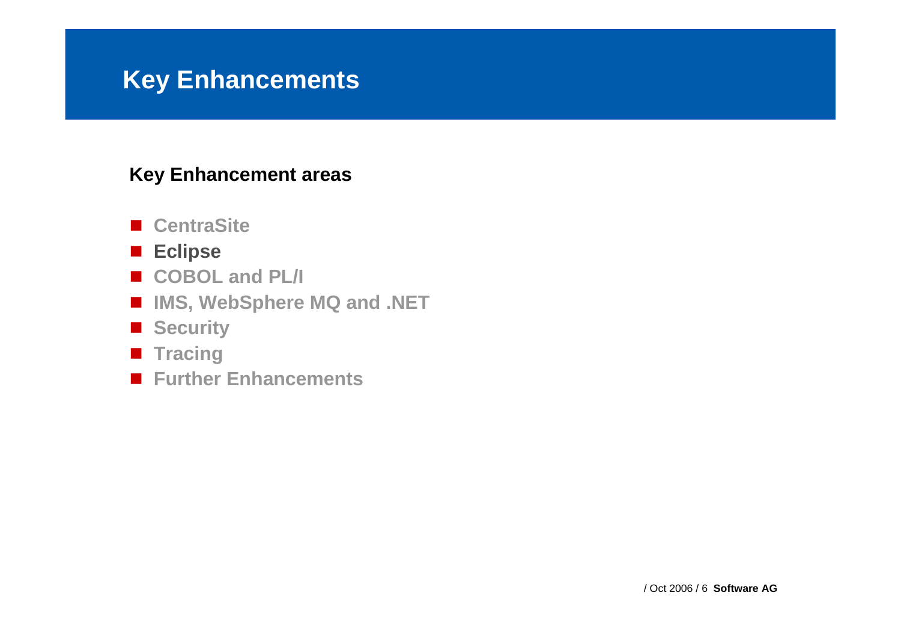# Key Enhancements

**Key Enhancement areas**

- CentraSite
- **Eclipse**
- COBOL and PL/I
- IMS, WebSphere MQ and .NET
- Security
- Tracing
- Further Enhancements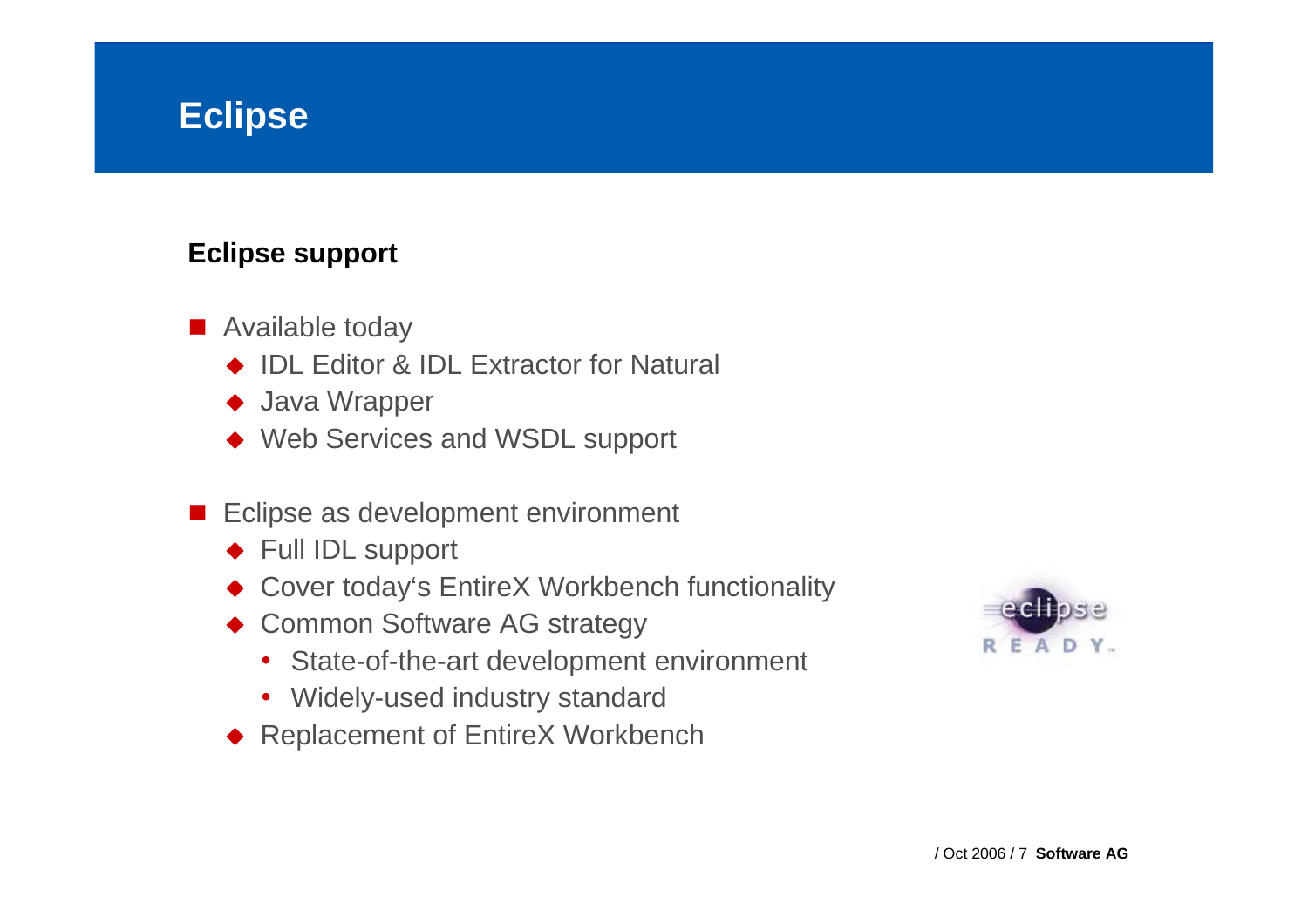# Eclipse

## Eclipse support

- Available today
  - IDL Editor & IDL Extractor for Natural
  - Java Wrapper
  - Web Services and WSDL support

- Eclipse as development environment
  - Full IDL support
  - Cover today's EntireX Workbench functionality
  - Common Software AG strategy
    - State-of-the-art development environment
    - Widely-used industry standard
  - Replacement of EntireX Workbench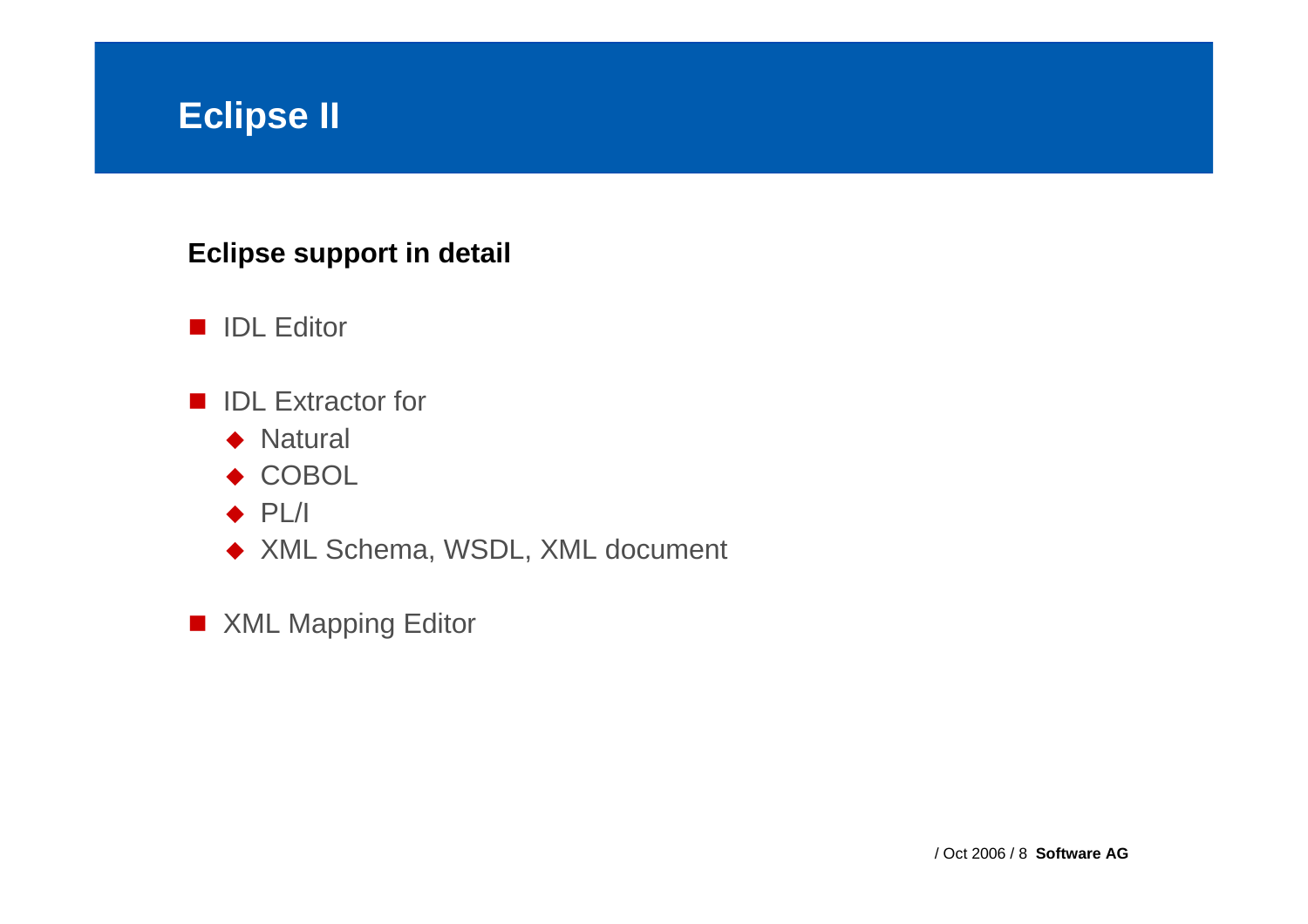# Eclipse II

**Eclipse support in detail**

- IDL Editor

- IDL Extractor for
  - Natural
  - COBOL
  - PL/I
  - XML Schema, WSDL, XML document

- XML Mapping Editor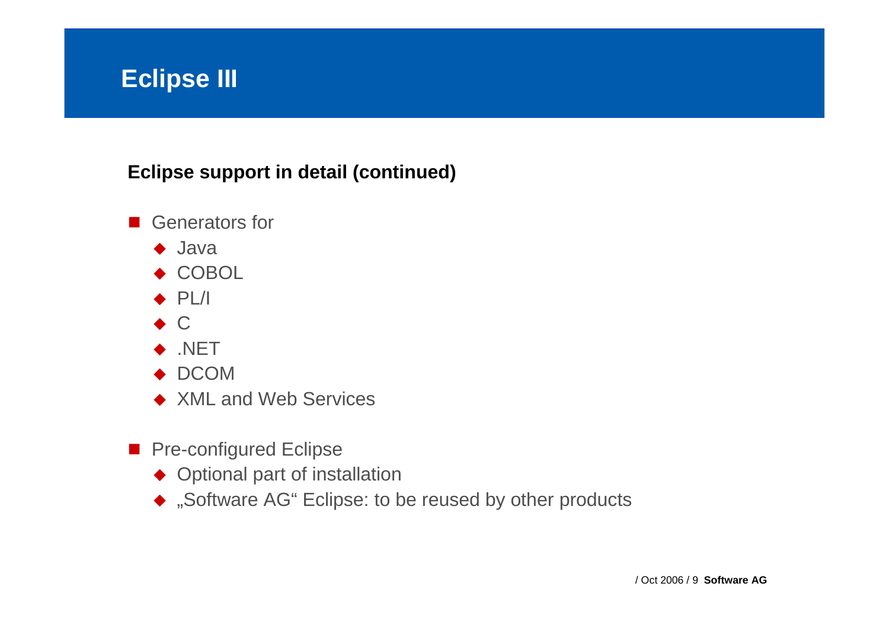# Eclipse III

**Eclipse support in detail (continued)**

- Generators for
  - Java
  - COBOL
  - PL/I
  - C
  - .NET
  - DCOM
  - XML and Web Services

- Pre-configured Eclipse
  - Optional part of installation
  - „Software AG“ Eclipse: to be reused by other products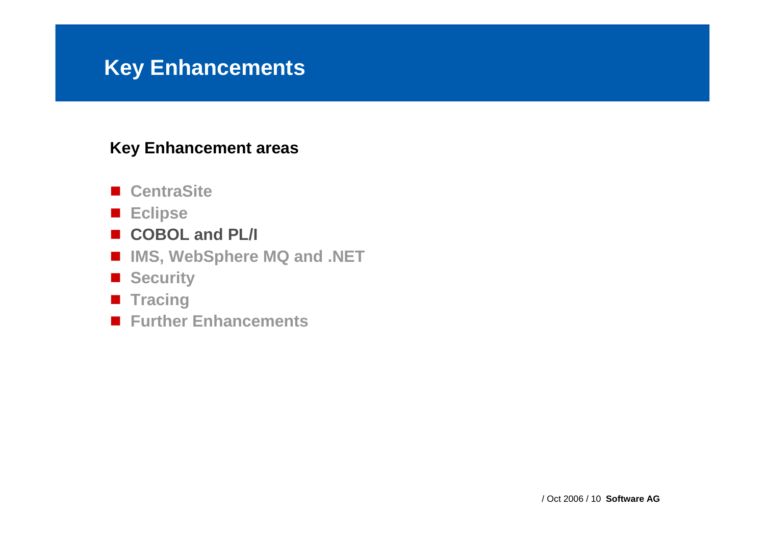# Key Enhancements

**Key Enhancement areas**

- CentraSite
- Eclipse
- **COBOL and PL/I**
- IMS, WebSphere MQ and .NET
- Security
- Tracing
- Further Enhancements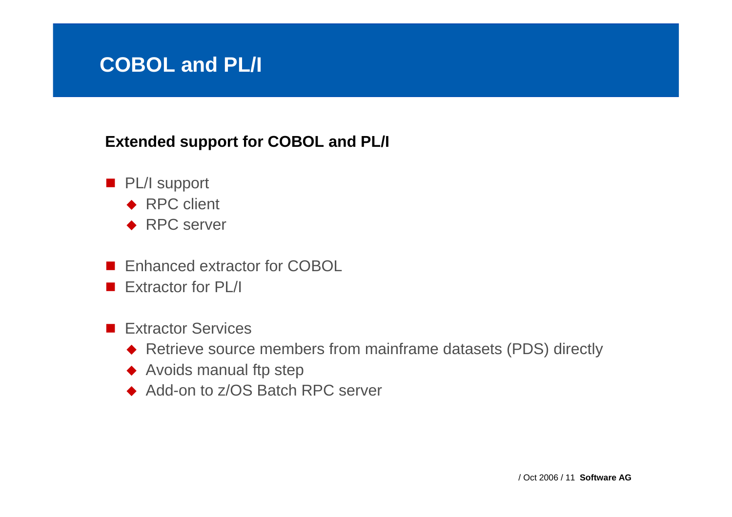# COBOL and PL/I

**Extended support for COBOL and PL/I**

- PL/I support
  - RPC client
  - RPC server

- Enhanced extractor for COBOL
- Extractor for PL/I

- Extractor Services
  - Retrieve source members from mainframe datasets (PDS) directly
  - Avoids manual ftp step
  - Add-on to z/OS Batch RPC server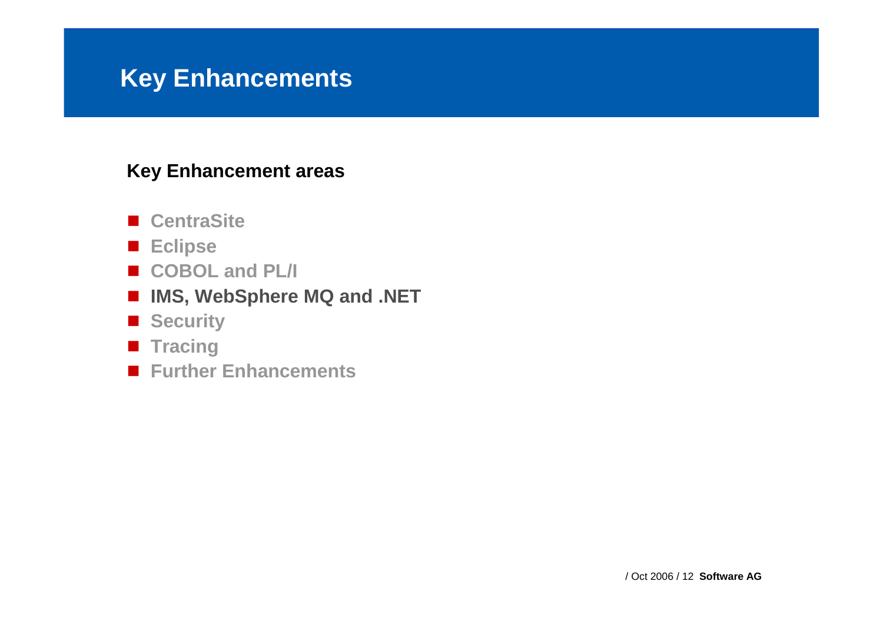# Key Enhancements

**Key Enhancement areas**

- CentraSite
- Eclipse
- COBOL and PL/I
- **IMS, WebSphere MQ and .NET**
- Security
- Tracing
- Further Enhancements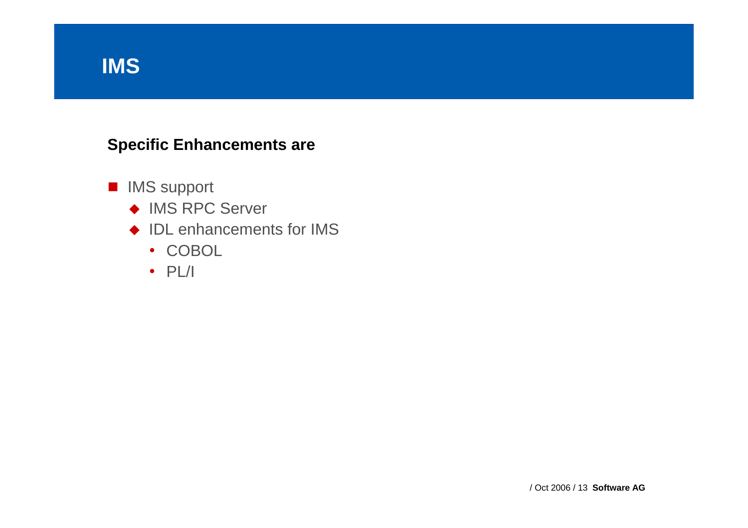# IMS

**Specific Enhancements are**

- IMS support
  - IMS RPC Server
  - IDL enhancements for IMS
    - COBOL
    - PL/I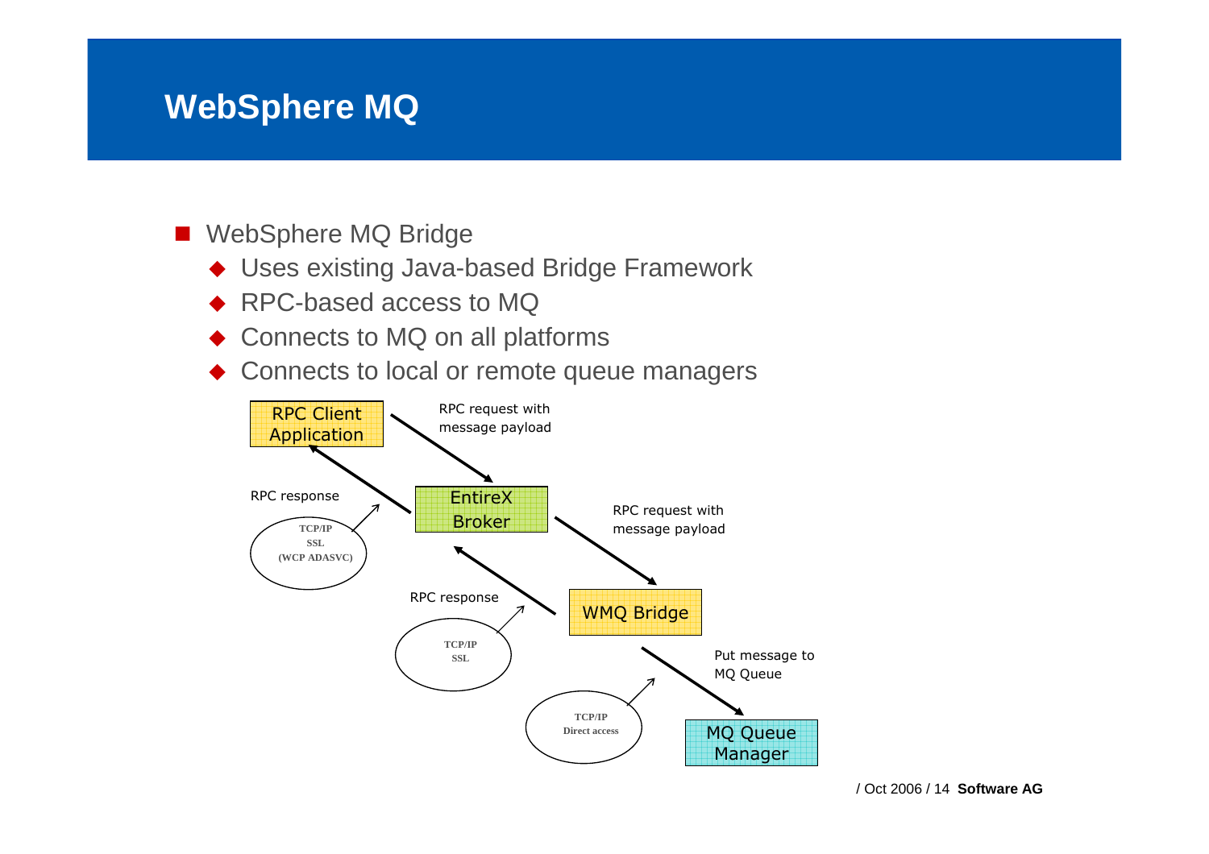# WebSphere MQ

- WebSphere MQ Bridge
  - Uses existing Java-based Bridge Framework
  - RPC-based access to MQ
  - Connects to MQ on all platforms
  - Connects to local or remote queue managers

RPC Client Application

RPC request with message payload

RPC response

TCP/IP
SSL
(WCP ADASVC)

EntireX Broker

RPC request with message payload

RPC response

TCP/IP
SSL

WMQ Bridge

Put message to MQ Queue

TCP/IP
Direct access

MQ Queue Manager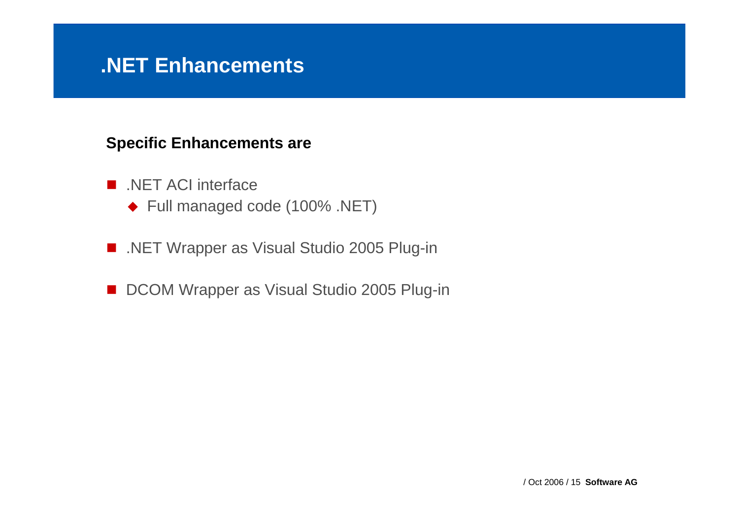# .NET Enhancements

**Specific Enhancements are**

- .NET ACI interface
  - Full managed code (100% .NET)
- .NET Wrapper as Visual Studio 2005 Plug-in
- DCOM Wrapper as Visual Studio 2005 Plug-in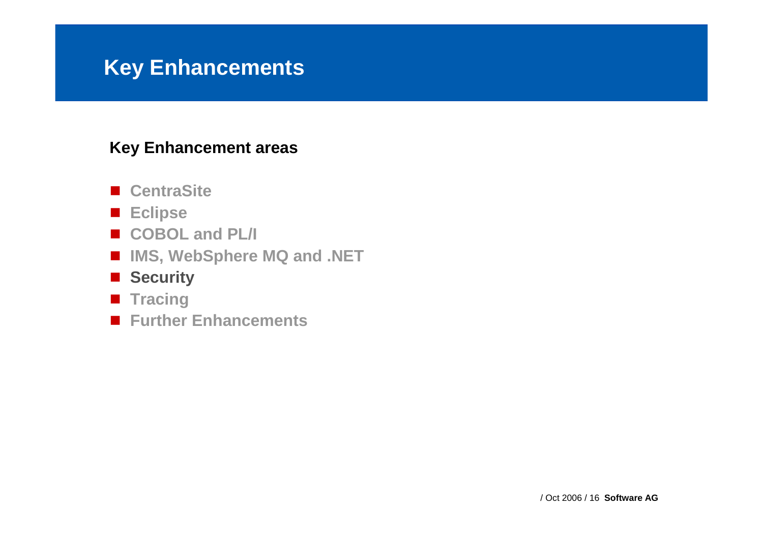# Key Enhancements

**Key Enhancement areas**

- CentraSite
- Eclipse
- COBOL and PL/I
- IMS, WebSphere MQ and .NET
- **Security**
- Tracing
- Further Enhancements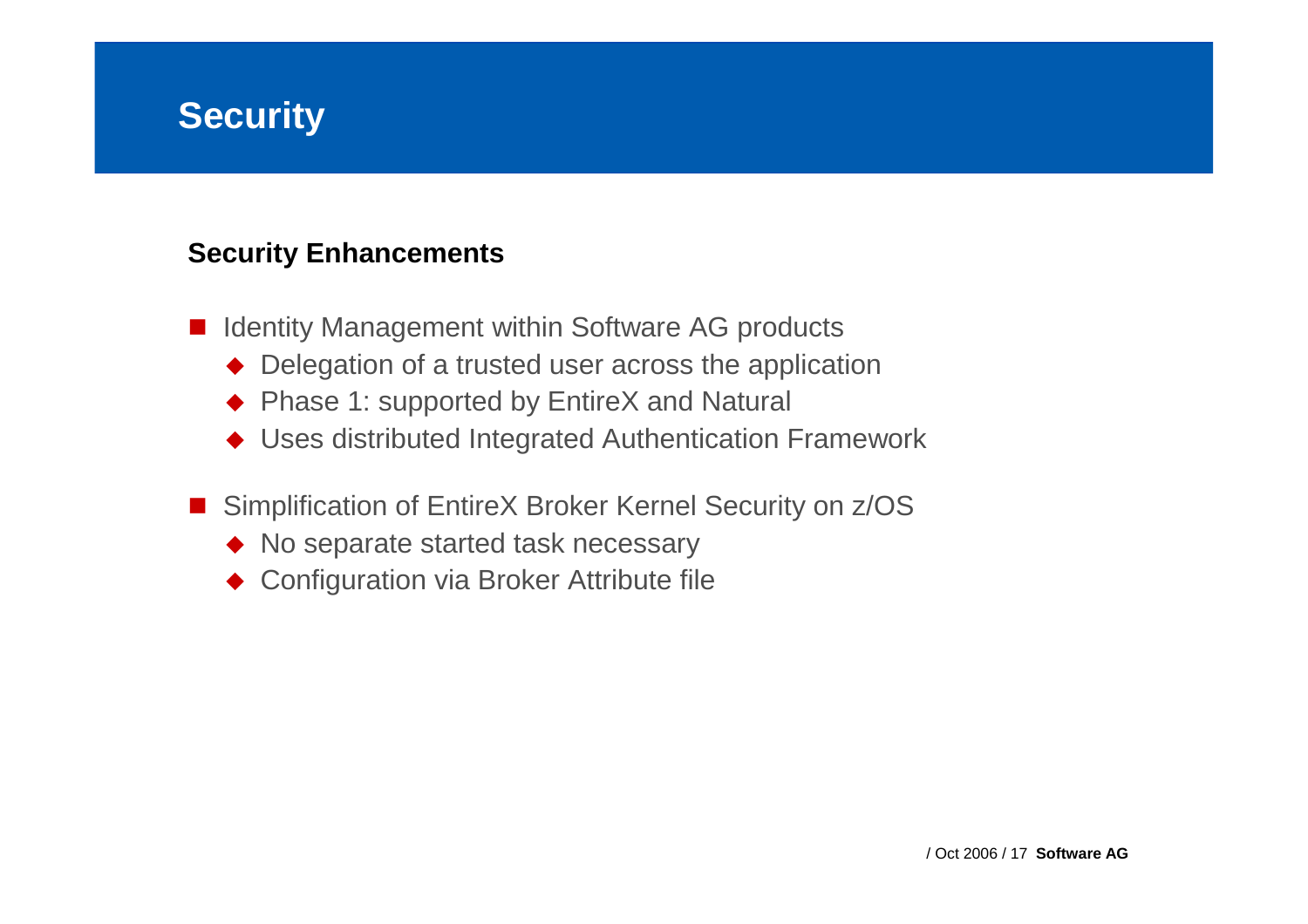# Security

## Security Enhancements

- Identity Management within Software AG products
  - Delegation of a trusted user across the application
  - Phase 1: supported by EntireX and Natural
  - Uses distributed Integrated Authentication Framework
- Simplification of EntireX Broker Kernel Security on z/OS
  - No separate started task necessary
  - Configuration via Broker Attribute file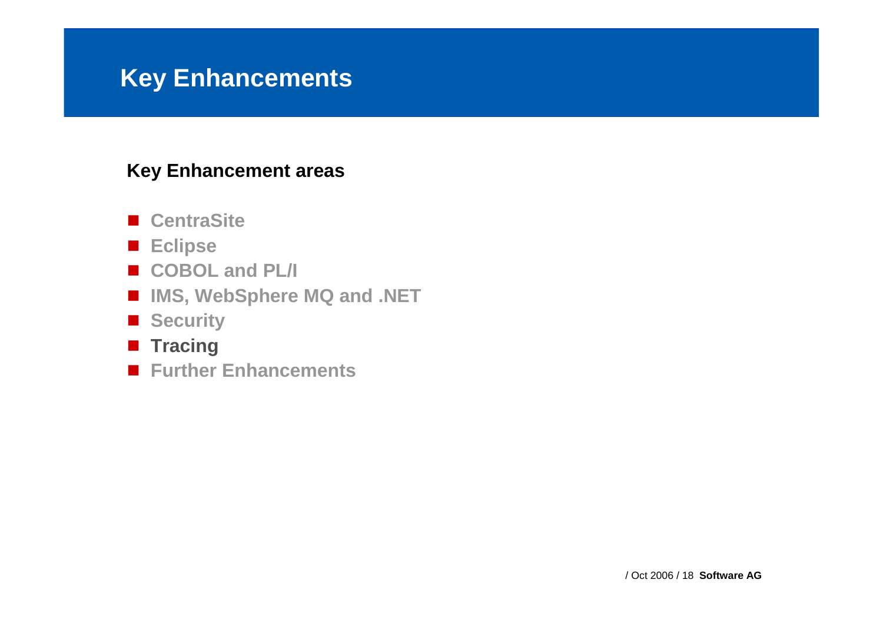# Key Enhancements

**Key Enhancement areas**

- CentraSite
- Eclipse
- COBOL and PL/I
- IMS, WebSphere MQ and .NET
- Security
- **Tracing**
- Further Enhancements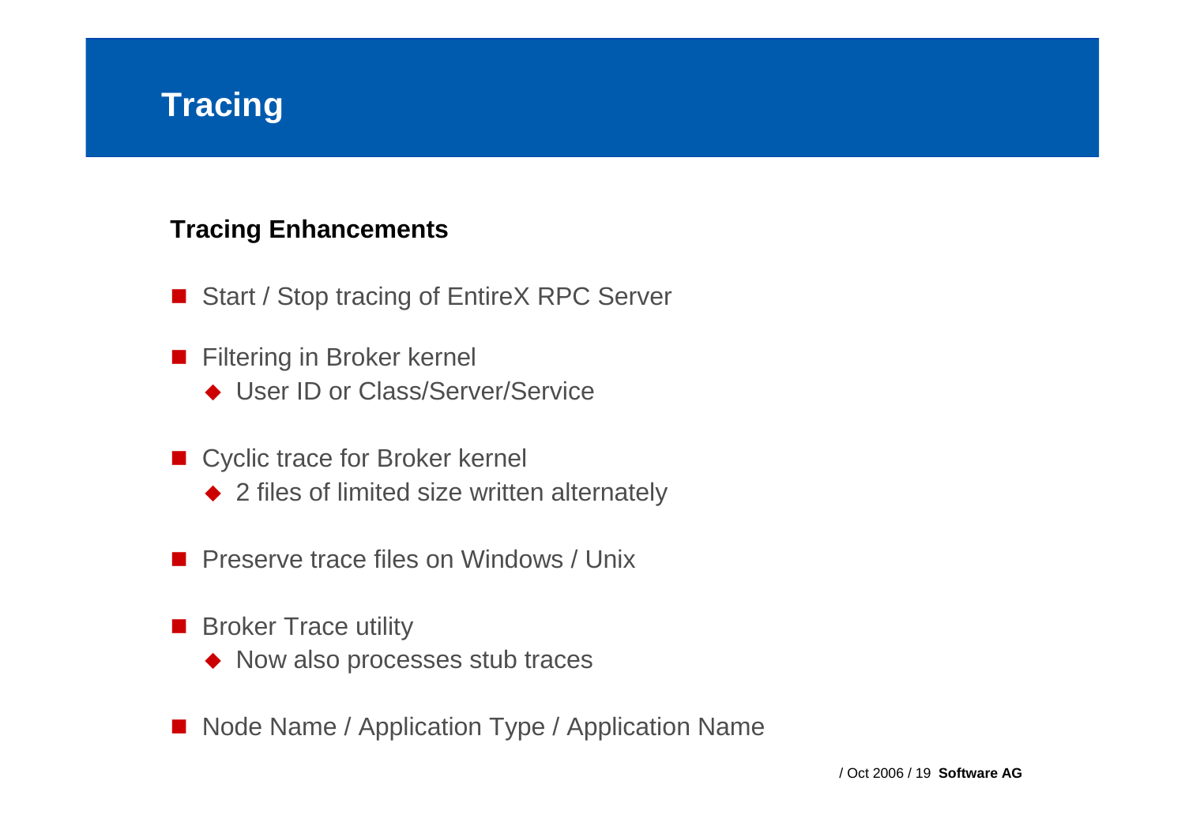# Tracing

## Tracing Enhancements

- Start / Stop tracing of EntireX RPC Server
- Filtering in Broker kernel
  - User ID or Class/Server/Service
- Cyclic trace for Broker kernel
  - 2 files of limited size written alternately
- Preserve trace files on Windows / Unix
- Broker Trace utility
  - Now also processes stub traces
- Node Name / Application Type / Application Name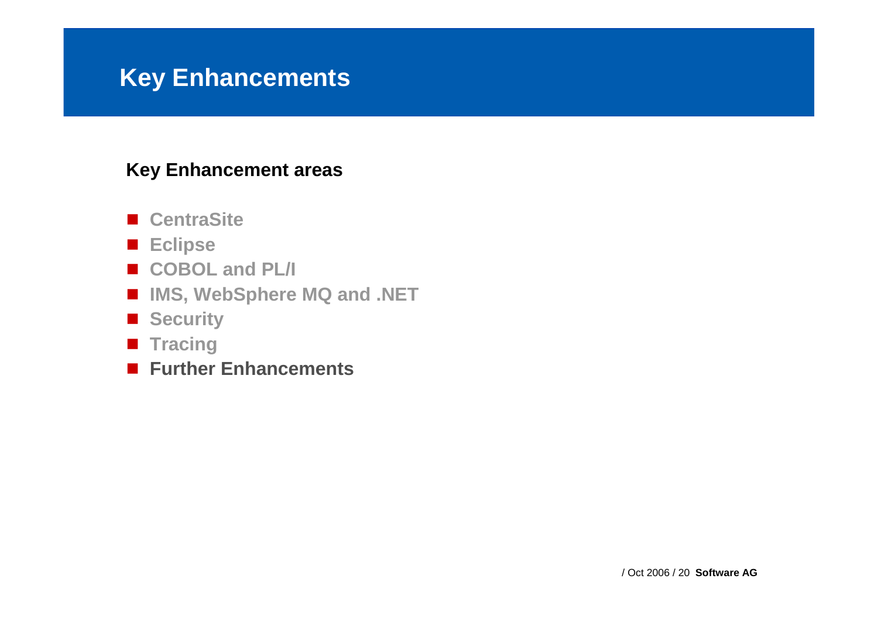# Key Enhancements

**Key Enhancement areas**

- CentraSite
- Eclipse
- COBOL and PL/I
- IMS, WebSphere MQ and .NET
- Security
- Tracing
- **Further Enhancements**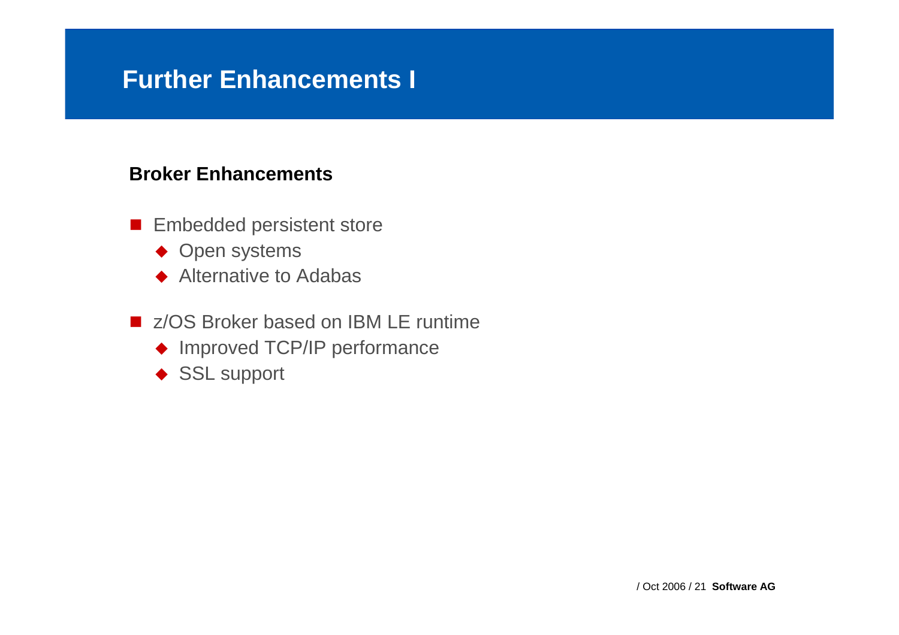# Further Enhancements I

**Broker Enhancements**

- Embedded persistent store
  - Open systems
  - Alternative to Adabas
- z/OS Broker based on IBM LE runtime
  - Improved TCP/IP performance
  - SSL support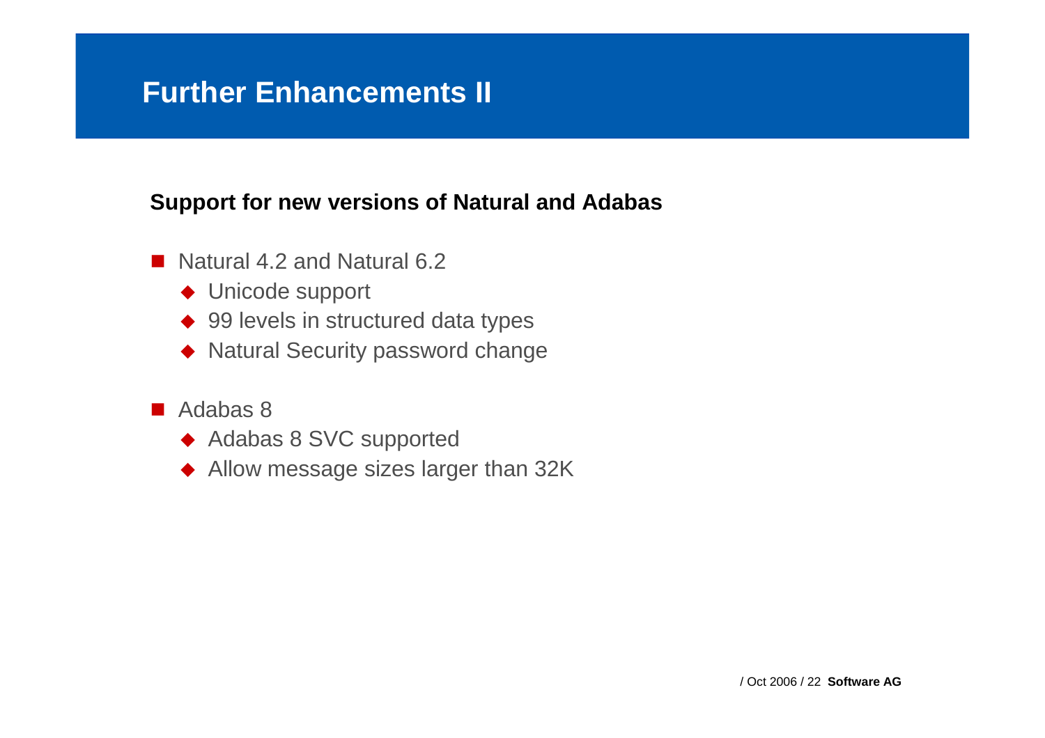# Further Enhancements II

**Support for new versions of Natural and Adabas**

- Natural 4.2 and Natural 6.2
  - Unicode support
  - 99 levels in structured data types
  - Natural Security password change

- Adabas 8
  - Adabas 8 SVC supported
  - Allow message sizes larger than 32K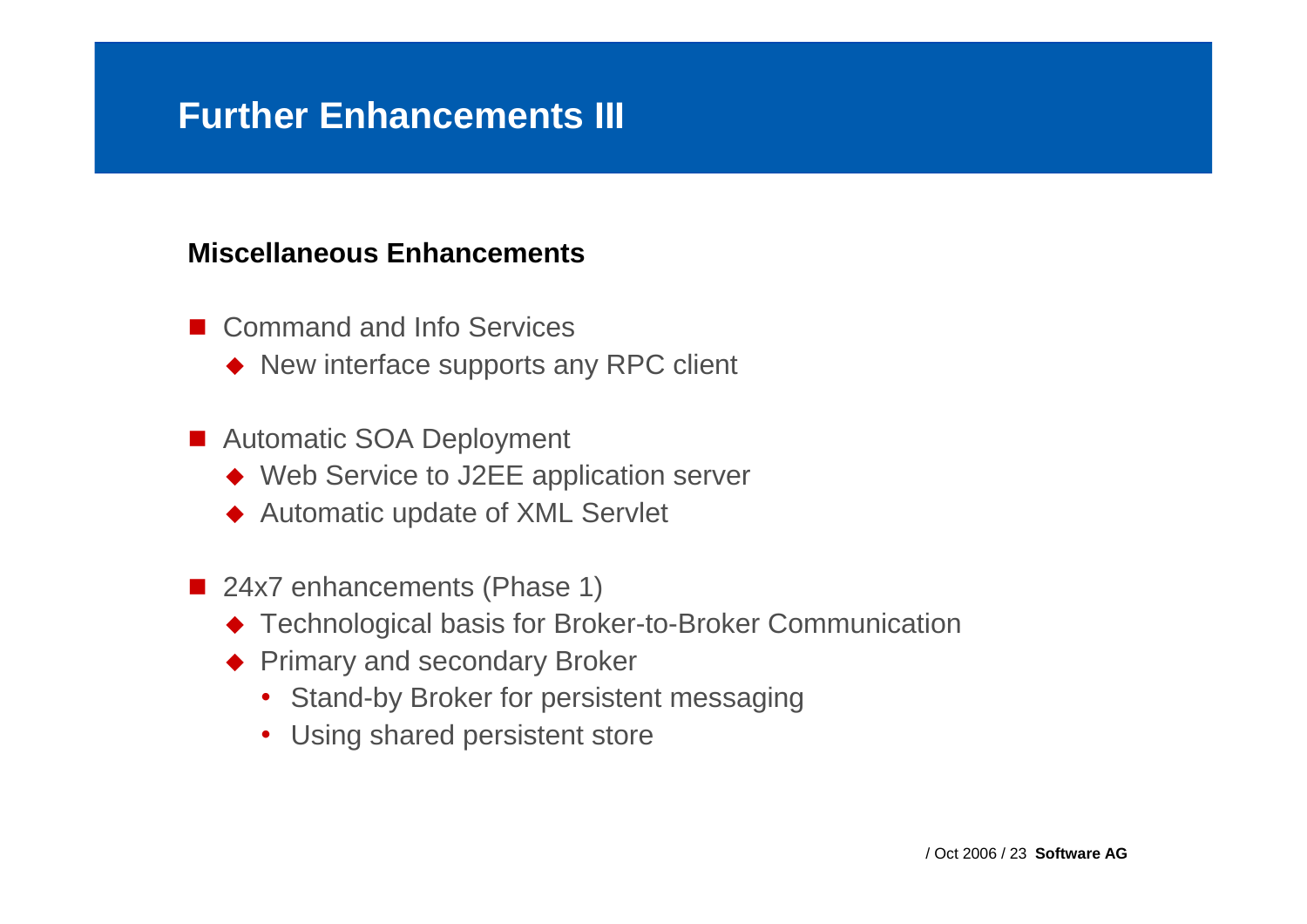# Further Enhancements III

**Miscellaneous Enhancements**

- Command and Info Services
  - New interface supports any RPC client
- Automatic SOA Deployment
  - Web Service to J2EE application server
  - Automatic update of XML Servlet
- 24x7 enhancements (Phase 1)
  - Technological basis for Broker-to-Broker Communication
  - Primary and secondary Broker
    - Stand-by Broker for persistent messaging
    - Using shared persistent store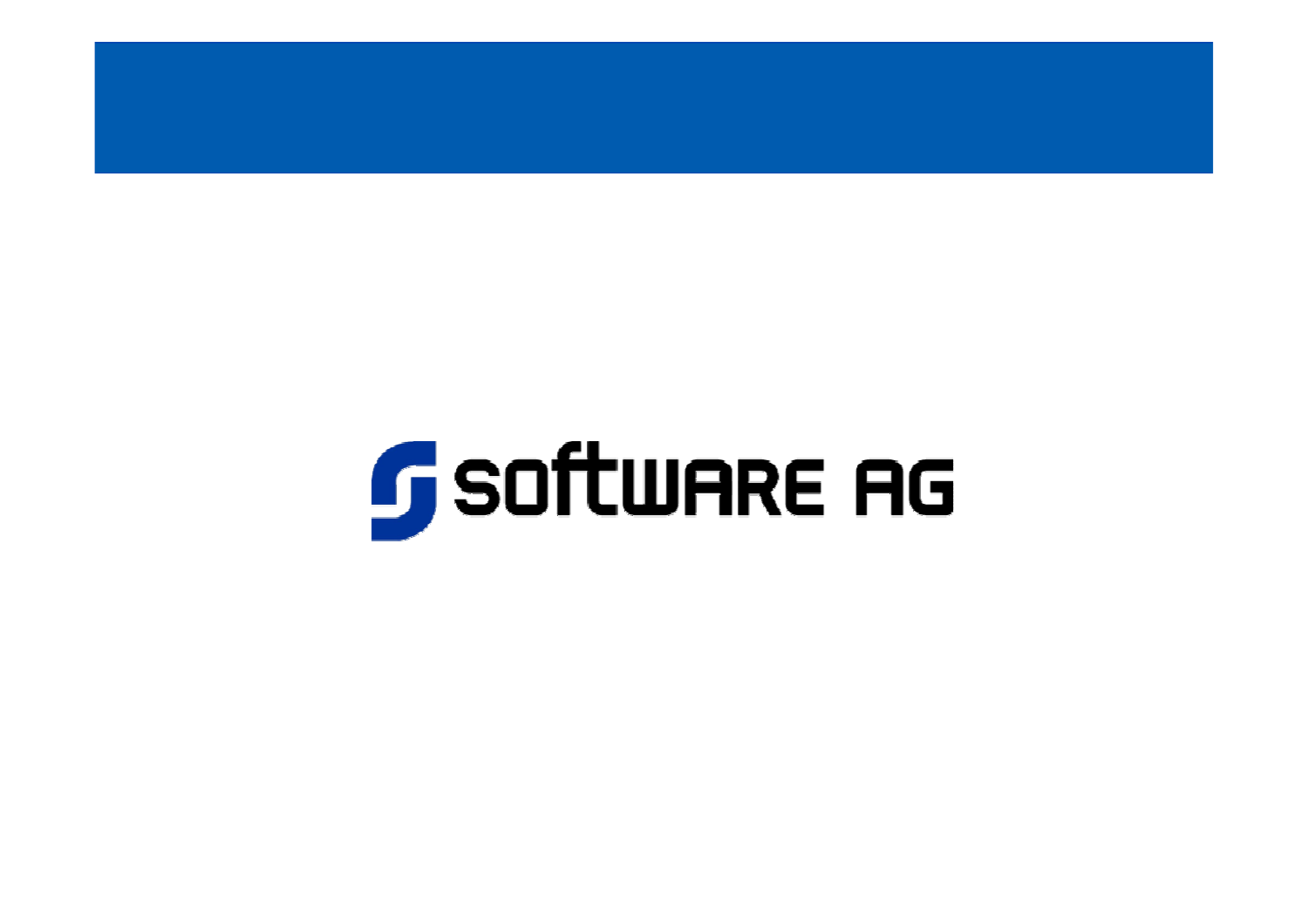SOFTWARE AG